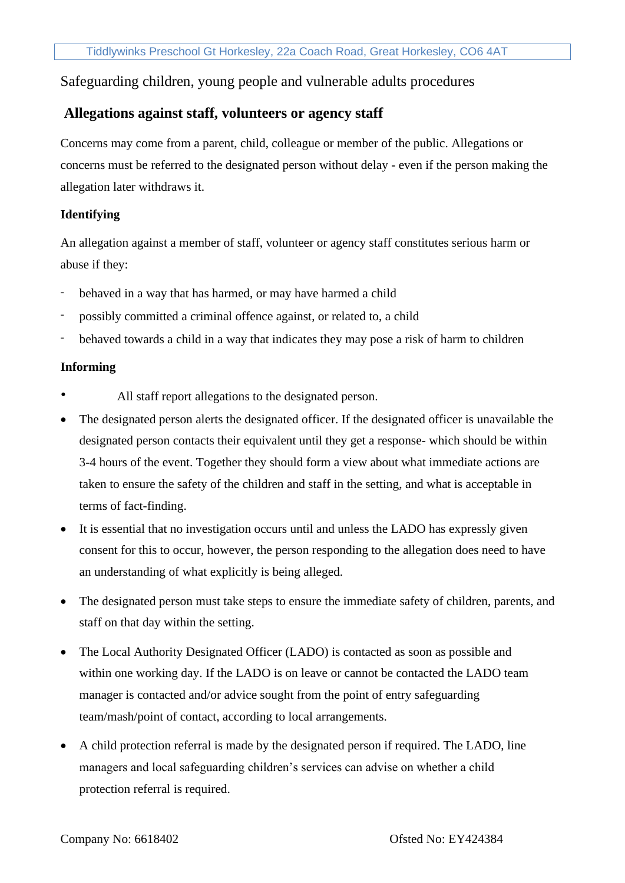Safeguarding children, young people and vulnerable adults procedures

## Allegations against staff, volunteers or agency staff

Concerns may come from a parent, child, colleague or member of the public. Allegations or concerns must be referred to the designated person without delay - even if the person making the allegation later withdraws it.

### Identifying

An allegation against a member of staff, volunteer or agency staff constitutes serious harm or abuse if they:

- behaved in a way that has harmed, or may have harmed a child
- possibly committed a criminal offence against, or related to, a child
- behaved towards a child in a way that indicates they may pose a risk of harm to children

### Informing

- All staff report allegations to the designated person.
- The designated person alerts the designated officer. If the designated officer is unavailable the designated person contacts their equivalent until they get a response- which should be within 3-4 hours of the event. Together they should form a view about what immediate actions are taken to ensure the safety of the children and staff in the setting, and what is acceptable in terms of fact-finding.
- It is essential that no investigation occurs until and unless the LADO has expressly given consent for this to occur, however, the person responding to the allegation does need to have an understanding of what explicitly is being alleged.
- The designated person must take steps to ensure the immediate safety of children, parents, and staff on that day within the setting.
- The Local Authority Designated Officer (LADO) is contacted as soon as possible and within one working day. If the LADO is on leave or cannot be contacted the LADO team manager is contacted and/or advice sought from the point of entry safeguarding team/mash/point of contact, according to local arrangements.
- A child protection referral is made by the designated person if required. The LADO, line managers and local safeguarding children's services can advise on whether a child protection referral is required.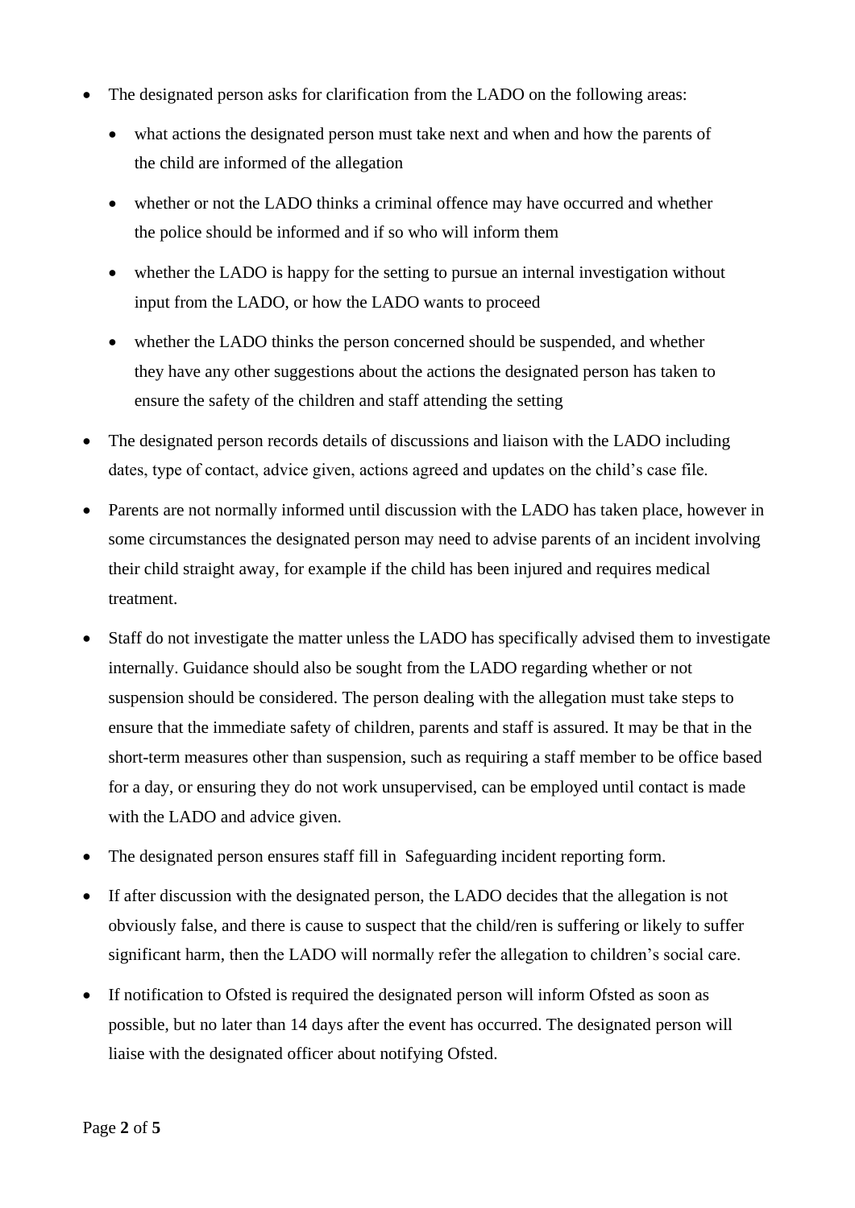- The designated person asks for clarification from the LADO on the following areas:
  - what actions the designated person must take next and when and how the parents of the child are informed of the allegation
  - whether or not the LADO thinks a criminal offence may have occurred and whether the police should be informed and if so who will inform them
  - whether the LADO is happy for the setting to pursue an internal investigation without input from the LADO, or how the LADO wants to proceed
  - whether the LADO thinks the person concerned should be suspended, and whether they have any other suggestions about the actions the designated person has taken to ensure the safety of the children and staff attending the setting
- The designated person records details of discussions and liaison with the LADO including dates, type of contact, advice given, actions agreed and updates on the child's case file.
- Parents are not normally informed until discussion with the LADO has taken place, however in some circumstances the designated person may need to advise parents of an incident involving their child straight away, for example if the child has been injured and requires medical treatment.
- Staff do not investigate the matter unless the LADO has specifically advised them to investigate internally. Guidance should also be sought from the LADO regarding whether or not suspension should be considered. The person dealing with the allegation must take steps to ensure that the immediate safety of children, parents and staff is assured. It may be that in the short-term measures other than suspension, such as requiring a staff member to be office based for a day, or ensuring they do not work unsupervised, can be employed until contact is made with the LADO and advice given.
- The designated person ensures staff fill in Safeguarding incident reporting form.
- If after discussion with the designated person, the LADO decides that the allegation is not obviously false, and there is cause to suspect that the child/ren is suffering or likely to suffer significant harm, then the LADO will normally refer the allegation to children's social care.
- If notification to Ofsted is required the designated person will inform Ofsted as soon as possible, but no later than 14 days after the event has occurred. The designated person will liaise with the designated officer about notifying Ofsted.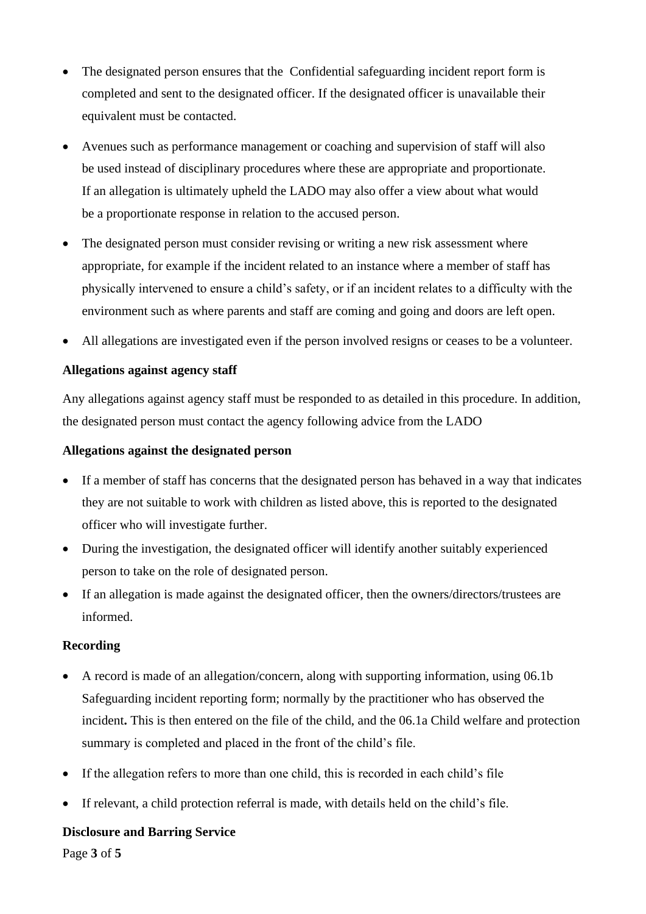- The designated person ensures that the  Confidential safeguarding incident report form is completed and sent to the designated officer. If the designated officer is unavailable their equivalent must be contacted.
- Avenues such as performance management or coaching and supervision of staff will also be used instead of disciplinary procedures where these are appropriate and proportionate. If an allegation is ultimately upheld the LADO may also offer a view about what would be a proportionate response in relation to the accused person.
- The designated person must consider revising or writing a new risk assessment where appropriate, for example if the incident related to an instance where a member of staff has physically intervened to ensure a child's safety, or if an incident relates to a difficulty with the environment such as where parents and staff are coming and going and doors are left open.
- All allegations are investigated even if the person involved resigns or ceases to be a volunteer.

**Allegations against agency staff**

Any allegations against agency staff must be responded to as detailed in this procedure. In addition, the designated person must contact the agency following advice from the LADO

**Allegations against the designated person**

- If a member of staff has concerns that the designated person has behaved in a way that indicates they are not suitable to work with children as listed above, this is reported to the designated officer who will investigate further.
- During the investigation, the designated officer will identify another suitably experienced person to take on the role of designated person.
- If an allegation is made against the designated officer, then the owners/directors/trustees are informed.

**Recording**

- A record is made of an allegation/concern, along with supporting information, using 06.1b Safeguarding incident reporting form; normally by the practitioner who has observed the incident**.** This is then entered on the file of the child, and the 06.1a Child welfare and protection summary is completed and placed in the front of the child's file.
- If the allegation refers to more than one child, this is recorded in each child's file
- If relevant, a child protection referral is made, with details held on the child's file.

**Disclosure and Barring Service**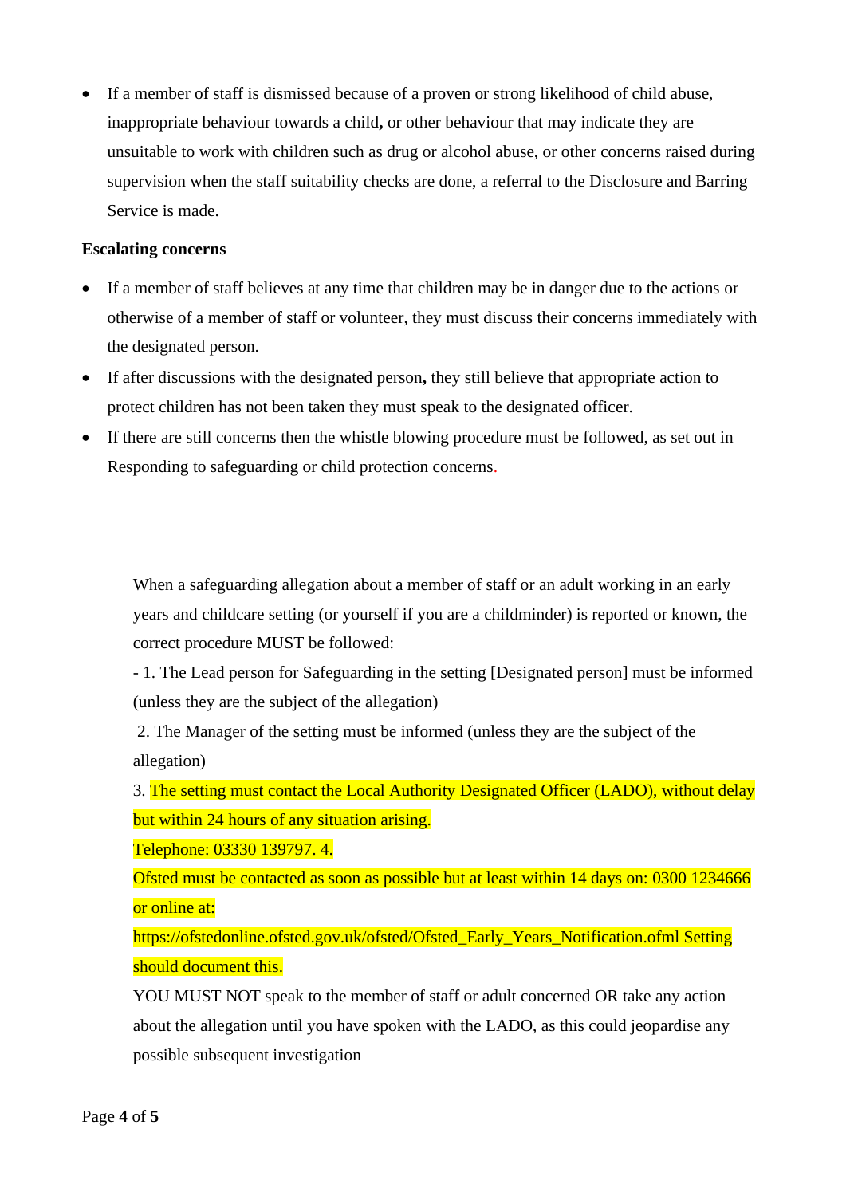- If a member of staff is dismissed because of a proven or strong likelihood of child abuse, inappropriate behaviour towards a child**,** or other behaviour that may indicate they are unsuitable to work with children such as drug or alcohol abuse, or other concerns raised during supervision when the staff suitability checks are done, a referral to the Disclosure and Barring Service is made.

**Escalating concerns**

- If a member of staff believes at any time that children may be in danger due to the actions or otherwise of a member of staff or volunteer, they must discuss their concerns immediately with the designated person.
- If after discussions with the designated person**,** they still believe that appropriate action to protect children has not been taken they must speak to the designated officer.
- If there are still concerns then the whistle blowing procedure must be followed, as set out in Responding to safeguarding or child protection concerns.

When a safeguarding allegation about a member of staff or an adult working in an early years and childcare setting (or yourself if you are a childminder) is reported or known, the correct procedure MUST be followed:

- 1. The Lead person for Safeguarding in the setting [Designated person] must be informed (unless they are the subject of the allegation)

2. The Manager of the setting must be informed (unless they are the subject of the allegation)

3. The setting must contact the Local Authority Designated Officer (LADO), without delay but within 24 hours of any situation arising.

Telephone: 03330 139797. 4.

Ofsted must be contacted as soon as possible but at least within 14 days on: 0300 1234666 or online at:

https://ofstedonline.ofsted.gov.uk/ofsted/Ofsted_Early_Years_Notification.ofml Setting should document this.

YOU MUST NOT speak to the member of staff or adult concerned OR take any action about the allegation until you have spoken with the LADO, as this could jeopardise any possible subsequent investigation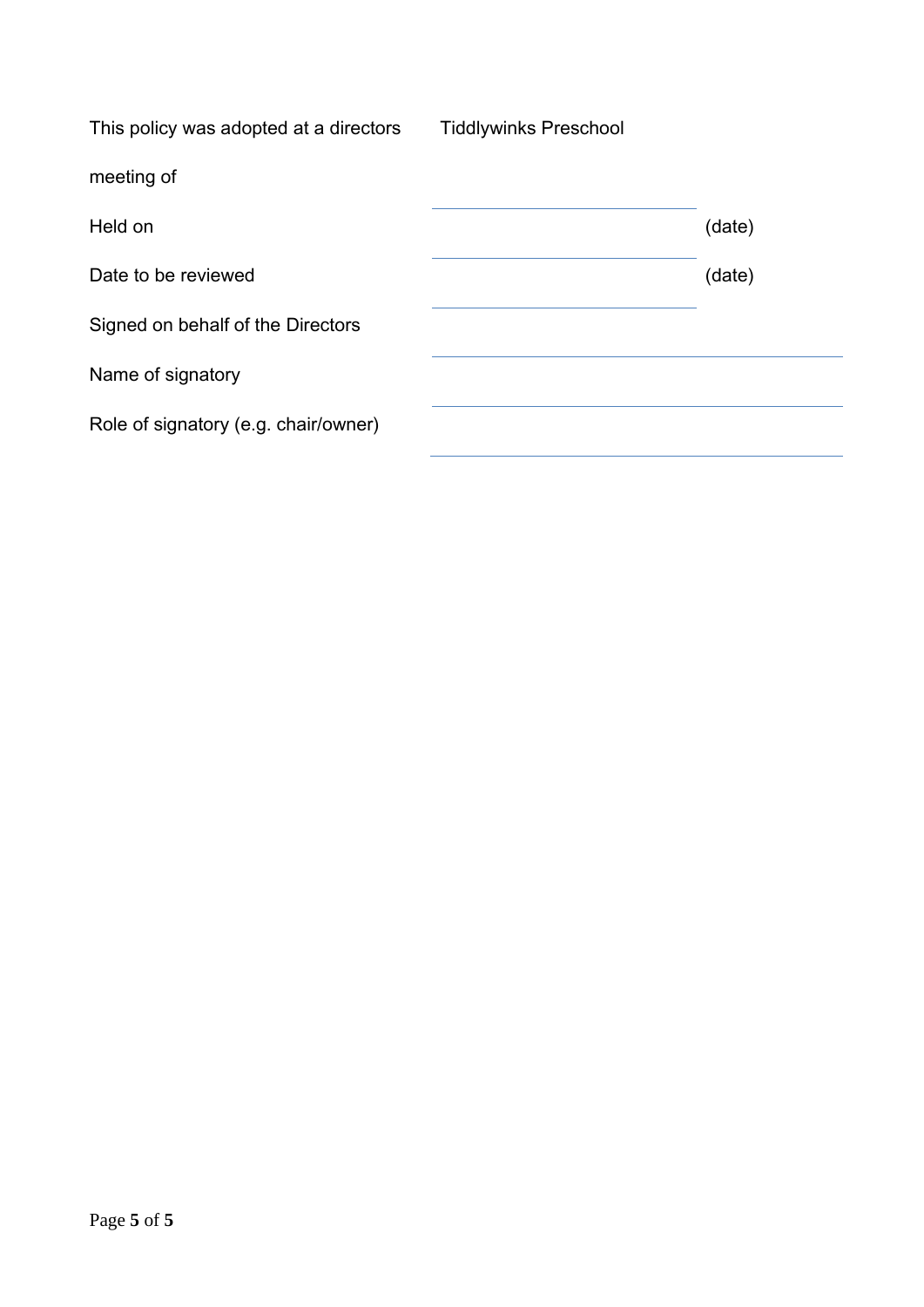| | | |
|---|---|---|
| This policy was adopted at a directors meeting of | Tiddlywinks Preschool | |
| Held on | | (date) |
| Date to be reviewed | | (date) |
| Signed on behalf of the Directors | | |
| Name of signatory | | |
| Role of signatory (e.g. chair/owner) | | |